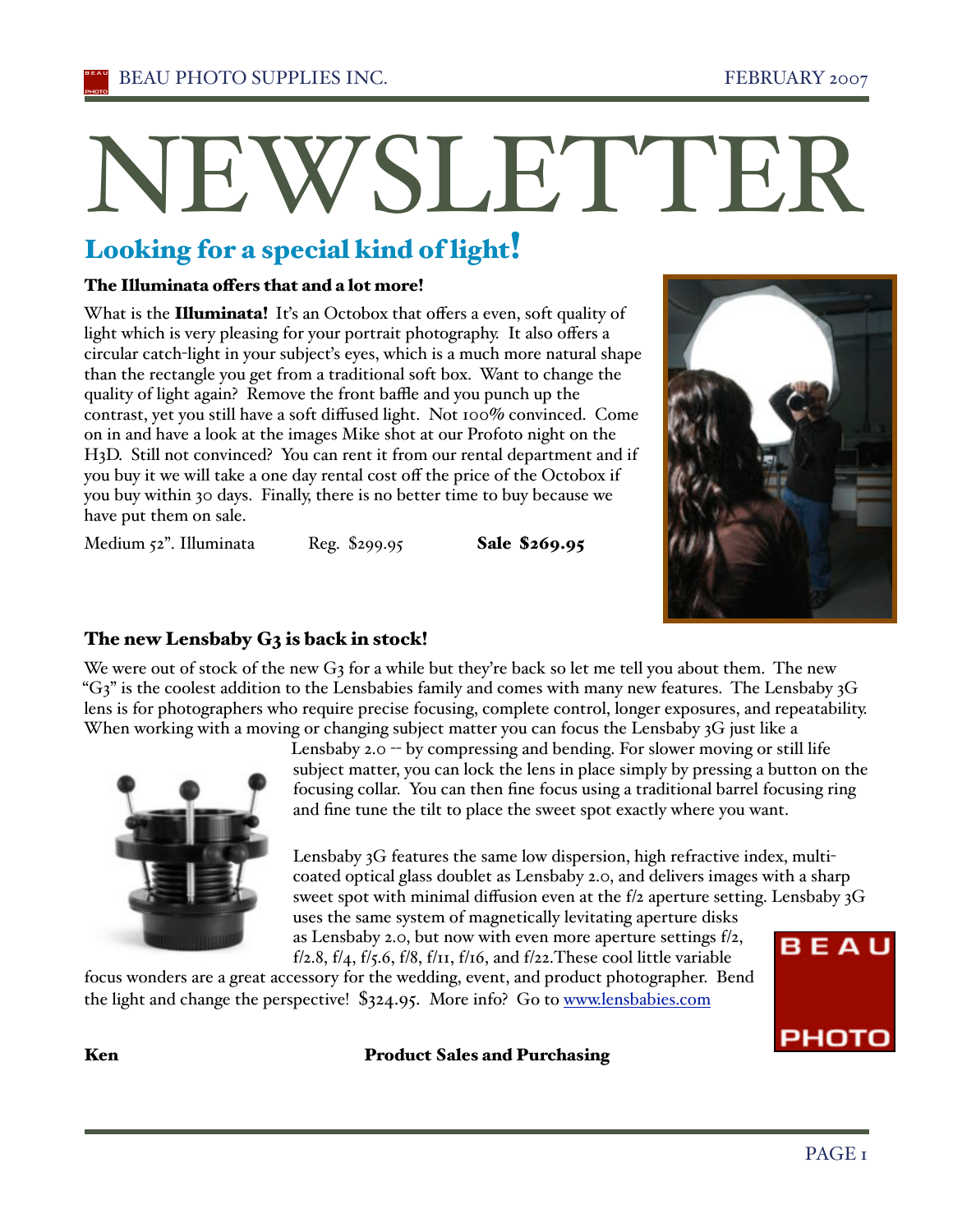# NEWSLETTER

## Looking for a special kind of light!

### The Illuminata offers that and a lot more!

What is the **Illuminata!** It's an Octobox that offers a even, soft quality of light which is very pleasing for your portrait photography. It also offers a circular catch-light in your subject's eyes, which is a much more natural shape than the rectangle you get from a traditional soft box. Want to change the quality of light again? Remove the front baffle and you punch up the contrast, yet you still have a soft diffused light. Not 100% convinced. Come on in and have a look at the images Mike shot at our Profoto night on the H3D. Still not convinced? You can rent it from our rental department and if you buy it we will take a one day rental cost off the price of the Octobox if you buy within 30 days. Finally, there is no better time to buy because we have put them on sale.

Medium 52". Illuminata Reg. $299.95 **Sale $269.95**

### The new Lensbaby G3 is back in stock!

We were out of stock of the new G3 for a while but they're back so let me tell you about them. The new "G3" is the coolest addition to the Lensbabies family and comes with many new features. The Lensbaby 3G lens is for photographers who require precise focusing, complete control, longer exposures, and repeatability. When working with a moving or changing subject matter you can focus the Lensbaby 3G just like a Lensbaby 2.0 -- by compressing and bending. For slower moving or still life subject matter, you can lock the lens in place simply by pressing a button on the focusing collar. You can then fine focus using a traditional barrel focusing ring and fine tune the tilt to place the sweet spot exactly where you want.

Lensbaby 3G features the same low dispersion, high refractive index, multi-coated optical glass doublet as Lensbaby 2.0, and delivers images with a sharp sweet spot with minimal diffusion even at the f/2 aperture setting. Lensbaby 3G uses the same system of magnetically levitating aperture disks as Lensbaby 2.0, but now with even more aperture settings f/2, f/2.8, f/4, f/5.6, f/8, f/11, f/16, and f/22.These cool little variable focus wonders are a great accessory for the wedding, event, and product photographer. Bend the light and change the perspective! $324.95. More info? Go to www.lensbabies.com

**Ken** **Product Sales and Purchasing**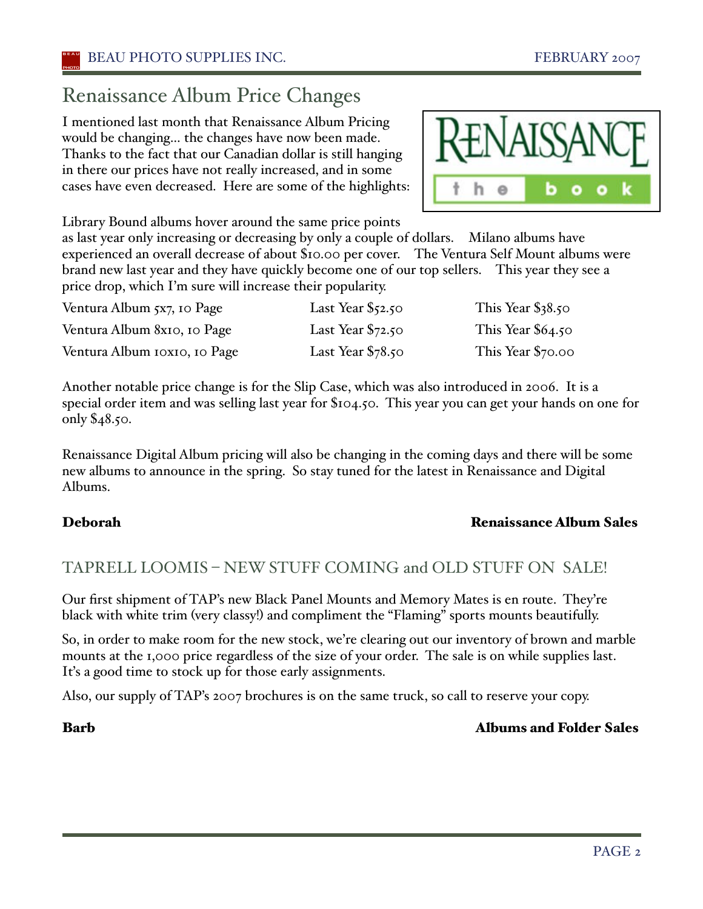## Renaissance Album Price Changes

I mentioned last month that Renaissance Album Pricing would be changing... the changes have now been made. Thanks to the fact that our Canadian dollar is still hanging in there our prices have not really increased, and in some cases have even decreased. Here are some of the highlights:

Library Bound albums hover around the same price points as last year only increasing or decreasing by only a couple of dollars. Milano albums have experienced an overall decrease of about $10.00 per cover. The Ventura Self Mount albums were brand new last year and they have quickly become one of our top sellers. This year they see a price drop, which I'm sure will increase their popularity.

| | | |
|---|---|---|
| Ventura Album 5x7, 10 Page | Last Year $52.50 | This Year $38.50 |
| Ventura Album 8x10, 10 Page | Last Year $72.50 | This Year $64.50 |
| Ventura Album 10x10, 10 Page | Last Year $78.50 | This Year $70.00 |

Another notable price change is for the Slip Case, which was also introduced in 2006. It is a special order item and was selling last year for $104.50. This year you can get your hands on one for only $48.50.

Renaissance Digital Album pricing will also be changing in the coming days and there will be some new albums to announce in the spring. So stay tuned for the latest in Renaissance and Digital Albums.

**Deborah** **Renaissance Album Sales**

## TAPRELL LOOMIS – NEW STUFF COMING and OLD STUFF ON SALE!

Our first shipment of TAP's new Black Panel Mounts and Memory Mates is en route. They're black with white trim (very classy!) and compliment the "Flaming" sports mounts beautifully.

So, in order to make room for the new stock, we're clearing out our inventory of brown and marble mounts at the 1,000 price regardless of the size of your order. The sale is on while supplies last. It's a good time to stock up for those early assignments.

Also, our supply of TAP's 2007 brochures is on the same truck, so call to reserve your copy.

**Barb** **Albums and Folder Sales**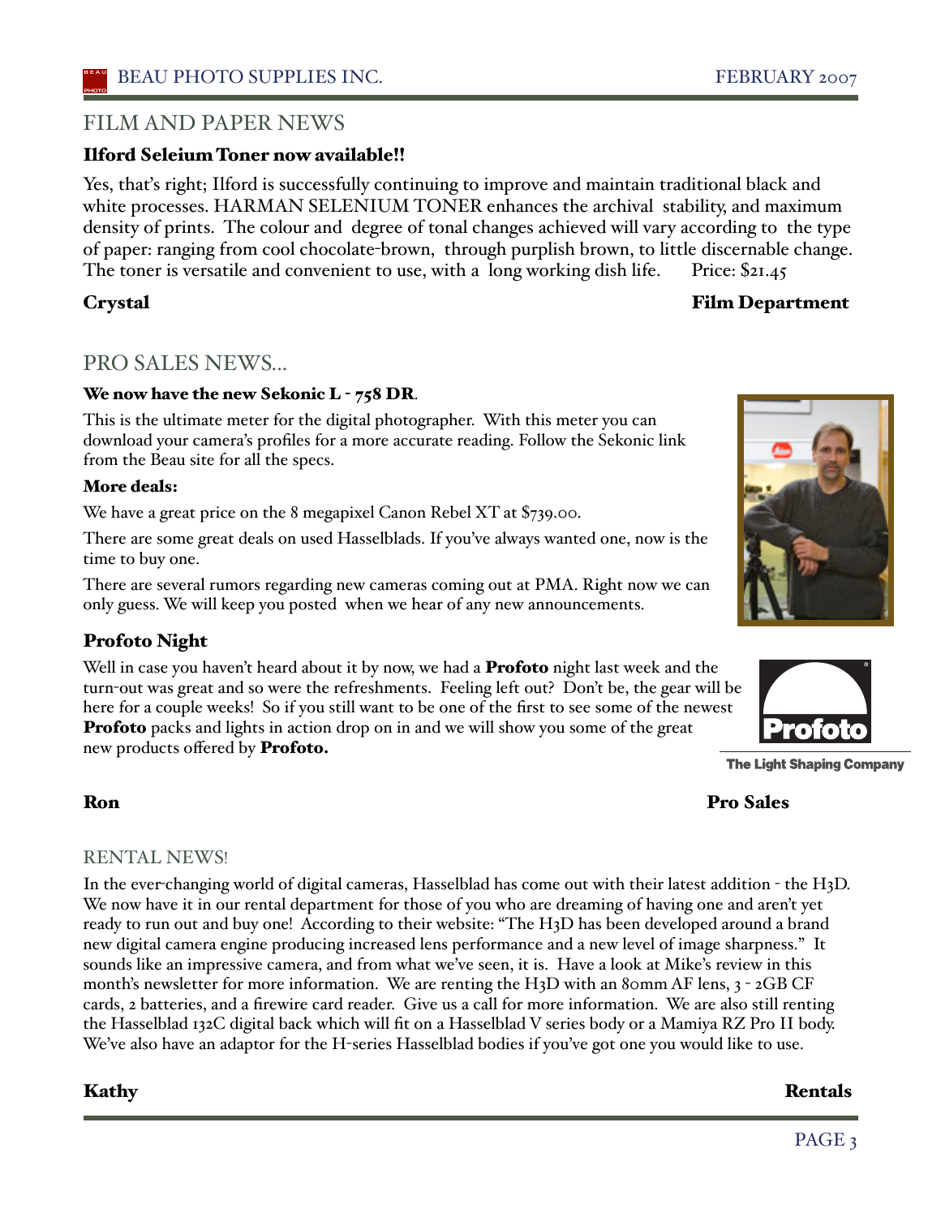## FILM AND PAPER NEWS

### Ilford Seleium Toner now available!!

Yes, that's right; Ilford is successfully continuing to improve and maintain traditional black and white processes. HARMAN SELENIUM TONER enhances the archival stability, and maximum density of prints. The colour and degree of tonal changes achieved will vary according to the type of paper: ranging from cool chocolate-brown, through purplish brown, to little discernable change. The toner is versatile and convenient to use, with a long working dish life. Price: $21.45

**Crystal** — **Film Department**

## PRO SALES NEWS...

**We now have the new Sekonic L - 758 DR.**

This is the ultimate meter for the digital photographer. With this meter you can download your camera's profiles for a more accurate reading. Follow the Sekonic link from the Beau site for all the specs.

**More deals:**

We have a great price on the 8 megapixel Canon Rebel XT at $739.00.

There are some great deals on used Hasselblads. If you've always wanted one, now is the time to buy one.

There are several rumors regarding new cameras coming out at PMA. Right now we can only guess. We will keep you posted when we hear of any new announcements.

### Profoto Night

Well in case you haven't heard about it by now, we had a **Profoto** night last week and the turn-out was great and so were the refreshments. Feeling left out? Don't be, the gear will be here for a couple weeks! So if you still want to be one of the first to see some of the newest **Profoto** packs and lights in action drop on in and we will show you some of the great new products offered by **Profoto.**

Profoto — The Light Shaping Company

**Ron** — **Pro Sales**

## RENTAL NEWS!

In the ever-changing world of digital cameras, Hasselblad has come out with their latest addition - the H3D. We now have it in our rental department for those of you who are dreaming of having one and aren't yet ready to run out and buy one! According to their website: "The H3D has been developed around a brand new digital camera engine producing increased lens performance and a new level of image sharpness." It sounds like an impressive camera, and from what we've seen, it is. Have a look at Mike's review in this month's newsletter for more information. We are renting the H3D with an 80mm AF lens, 3 - 2GB CF cards, 2 batteries, and a firewire card reader. Give us a call for more information. We are also still renting the Hasselblad 132C digital back which will fit on a Hasselblad V series body or a Mamiya RZ Pro II body. We've also have an adaptor for the H-series Hasselblad bodies if you've got one you would like to use.

**Kathy** — **Rentals**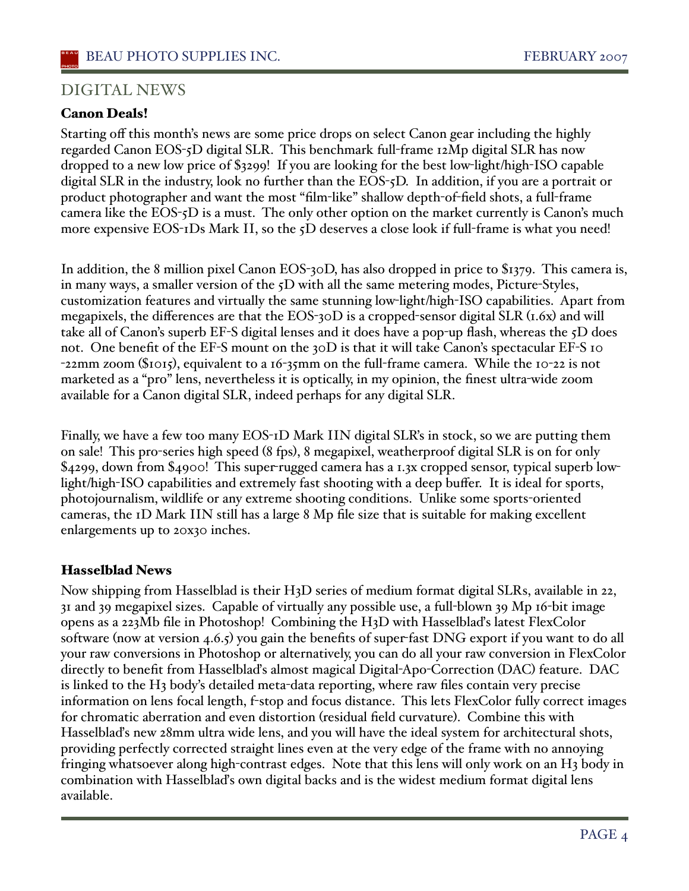## DIGITAL NEWS

### Canon Deals!

Starting off this month's news are some price drops on select Canon gear including the highly regarded Canon EOS-5D digital SLR. This benchmark full-frame 12Mp digital SLR has now dropped to a new low price of $3299! If you are looking for the best low-light/high-ISO capable digital SLR in the industry, look no further than the EOS-5D. In addition, if you are a portrait or product photographer and want the most "film-like" shallow depth-of-field shots, a full-frame camera like the EOS-5D is a must. The only other option on the market currently is Canon's much more expensive EOS-1Ds Mark II, so the 5D deserves a close look if full-frame is what you need!

In addition, the 8 million pixel Canon EOS-30D, has also dropped in price to $1379. This camera is, in many ways, a smaller version of the 5D with all the same metering modes, Picture-Styles, customization features and virtually the same stunning low-light/high-ISO capabilities. Apart from megapixels, the differences are that the EOS-30D is a cropped-sensor digital SLR (1.6x) and will take all of Canon's superb EF-S digital lenses and it does have a pop-up flash, whereas the 5D does not. One benefit of the EF-S mount on the 30D is that it will take Canon's spectacular EF-S 10-22mm zoom ($1015), equivalent to a 16-35mm on the full-frame camera. While the 10-22 is not marketed as a "pro" lens, nevertheless it is optically, in my opinion, the finest ultra-wide zoom available for a Canon digital SLR, indeed perhaps for any digital SLR.

Finally, we have a few too many EOS-1D Mark IIN digital SLR's in stock, so we are putting them on sale! This pro-series high speed (8 fps), 8 megapixel, weatherproof digital SLR is on for only $4299, down from $4900! This super-rugged camera has a 1.3x cropped sensor, typical superb low-light/high-ISO capabilities and extremely fast shooting with a deep buffer. It is ideal for sports, photojournalism, wildlife or any extreme shooting conditions. Unlike some sports-oriented cameras, the 1D Mark IIN still has a large 8 Mp file size that is suitable for making excellent enlargements up to 20x30 inches.

### Hasselblad News

Now shipping from Hasselblad is their H3D series of medium format digital SLRs, available in 22, 31 and 39 megapixel sizes. Capable of virtually any possible use, a full-blown 39 Mp 16-bit image opens as a 223Mb file in Photoshop! Combining the H3D with Hasselblad's latest FlexColor software (now at version 4.6.5) you gain the benefits of super-fast DNG export if you want to do all your raw conversions in Photoshop or alternatively, you can do all your raw conversion in FlexColor directly to benefit from Hasselblad's almost magical Digital-Apo-Correction (DAC) feature. DAC is linked to the H3 body's detailed meta-data reporting, where raw files contain very precise information on lens focal length, f-stop and focus distance. This lets FlexColor fully correct images for chromatic aberration and even distortion (residual field curvature). Combine this with Hasselblad's new 28mm ultra wide lens, and you will have the ideal system for architectural shots, providing perfectly corrected straight lines even at the very edge of the frame with no annoying fringing whatsoever along high-contrast edges. Note that this lens will only work on an H3 body in combination with Hasselblad's own digital backs and is the widest medium format digital lens available.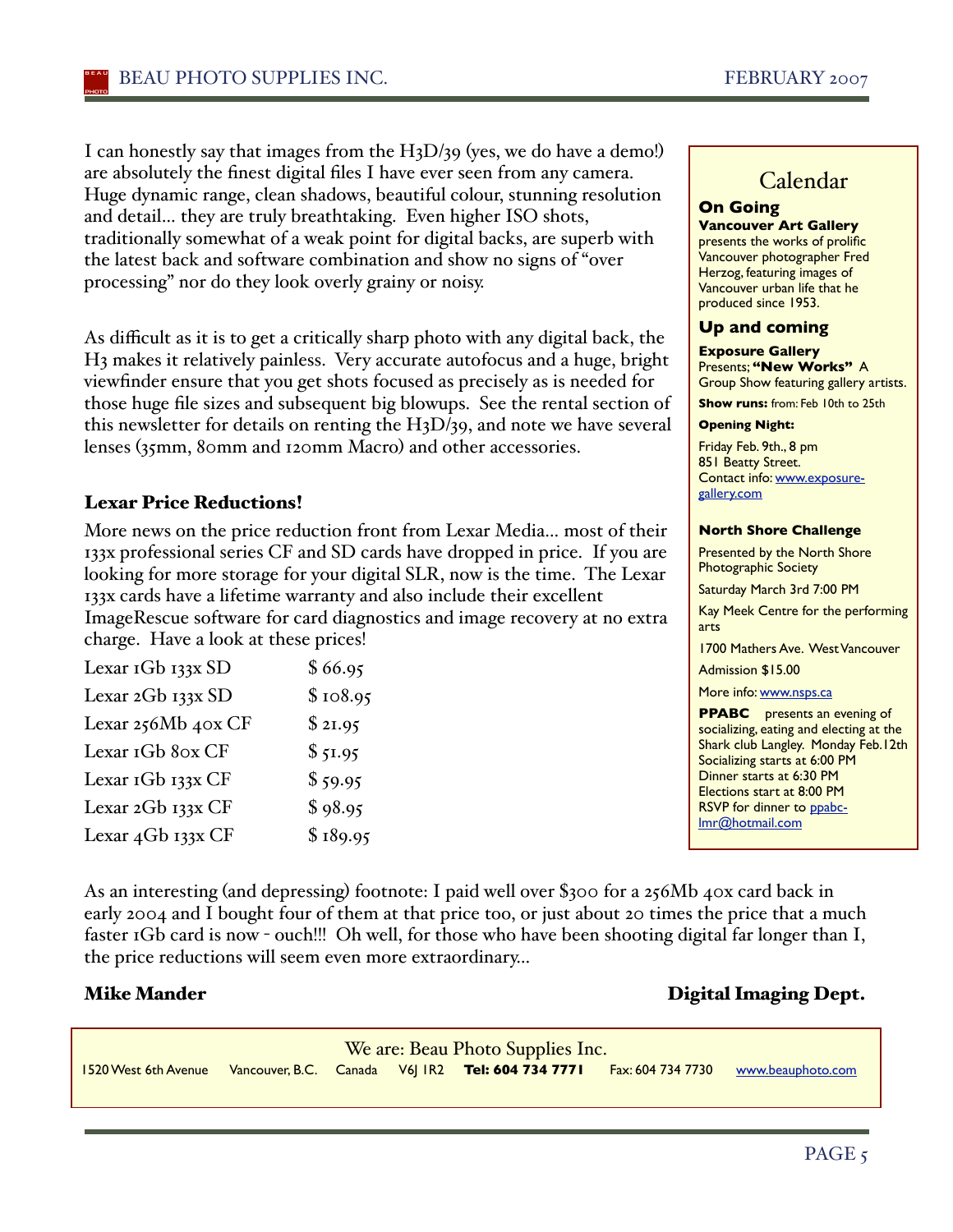I can honestly say that images from the H3D/39 (yes, we do have a demo!) are absolutely the finest digital files I have ever seen from any camera. Huge dynamic range, clean shadows, beautiful colour, stunning resolution and detail... they are truly breathtaking. Even higher ISO shots, traditionally somewhat of a weak point for digital backs, are superb with the latest back and software combination and show no signs of "over processing" nor do they look overly grainy or noisy.

As difficult as it is to get a critically sharp photo with any digital back, the H3 makes it relatively painless. Very accurate autofocus and a huge, bright viewfinder ensure that you get shots focused as precisely as is needed for those huge file sizes and subsequent big blowups. See the rental section of this newsletter for details on renting the H3D/39, and note we have several lenses (35mm, 80mm and 120mm Macro) and other accessories.

### Lexar Price Reductions!

More news on the price reduction front from Lexar Media... most of their 133x professional series CF and SD cards have dropped in price. If you are looking for more storage for your digital SLR, now is the time. The Lexar 133x cards have a lifetime warranty and also include their excellent ImageRescue software for card diagnostics and image recovery at no extra charge. Have a look at these prices!

| | |
|---|---|
| Lexar 1Gb 133x SD | $ 66.95 |
| Lexar 2Gb 133x SD | $ 108.95 |
| Lexar 256Mb 40x CF | $ 21.95 |
| Lexar 1Gb 80x CF | $ 51.95 |
| Lexar 1Gb 133x CF | $ 59.95 |
| Lexar 2Gb 133x CF | $ 98.95 |
| Lexar 4Gb 133x CF | $ 189.95 |

As an interesting (and depressing) footnote: I paid well over $300 for a 256Mb 40x card back in early 2004 and I bought four of them at that price too, or just about 20 times the price that a much faster 1Gb card is now - ouch!!! Oh well, for those who have been shooting digital far longer than I, the price reductions will seem even more extraordinary...

**Mike Mander** **Digital Imaging Dept.**

## Calendar

### On Going

**Vancouver Art Gallery**
presents the works of prolific Vancouver photographer Fred Herzog, featuring images of Vancouver urban life that he produced since 1953.

### Up and coming

**Exposure Gallery**
Presents; **"New Works"** A Group Show featuring gallery artists.

**Show runs:** from: Feb 10th to 25th

**Opening Night:**

Friday Feb. 9th., 8 pm
851 Beatty Street.
Contact info: www.exposure-gallery.com

**North Shore Challenge**

Presented by the North Shore Photographic Society

Saturday March 3rd 7:00 PM

Kay Meek Centre for the performing arts

1700 Mathers Ave. West Vancouver

Admission $15.00

More info: www.nsps.ca

**PPABC** presents an evening of socializing, eating and electing at the Shark club Langley. Monday Feb.12th
Socializing starts at 6:00 PM
Dinner starts at 6:30 PM
Elections start at 8:00 PM
RSVP for dinner to ppabc-lmr@hotmail.com

We are: Beau Photo Supplies Inc.

1520 West 6th Avenue Vancouver, B.C. Canada V6J 1R2 **Tel: 604 734 7771** Fax: 604 734 7730 www.beauphoto.com